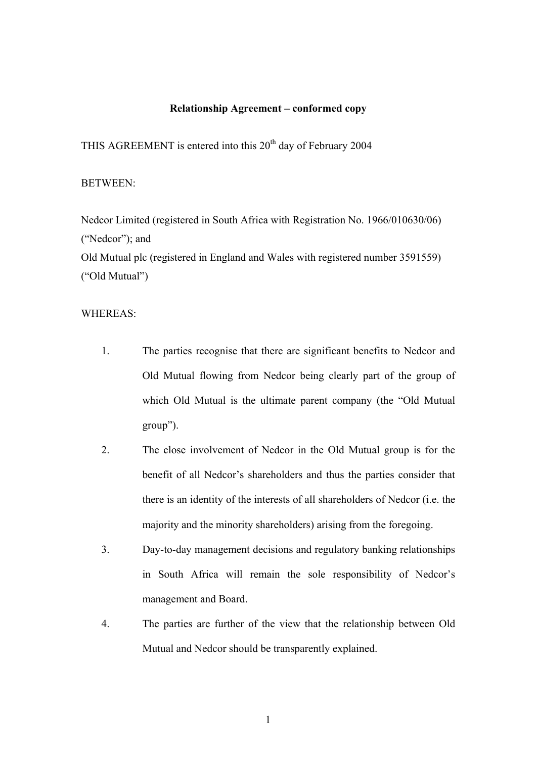**Relationship Agreement – conformed copy**

THIS AGREEMENT is entered into this 20th day of February 2004

BETWEEN:

Nedcor Limited (registered in South Africa with Registration No. 1966/010630/06) ("Nedcor"); and
Old Mutual plc (registered in England and Wales with registered number 3591559) ("Old Mutual")

WHEREAS:

1. The parties recognise that there are significant benefits to Nedcor and Old Mutual flowing from Nedcor being clearly part of the group of which Old Mutual is the ultimate parent company (the "Old Mutual group").
2. The close involvement of Nedcor in the Old Mutual group is for the benefit of all Nedcor's shareholders and thus the parties consider that there is an identity of the interests of all shareholders of Nedcor (i.e. the majority and the minority shareholders) arising from the foregoing.
3. Day-to-day management decisions and regulatory banking relationships in South Africa will remain the sole responsibility of Nedcor's management and Board.
4. The parties are further of the view that the relationship between Old Mutual and Nedcor should be transparently explained.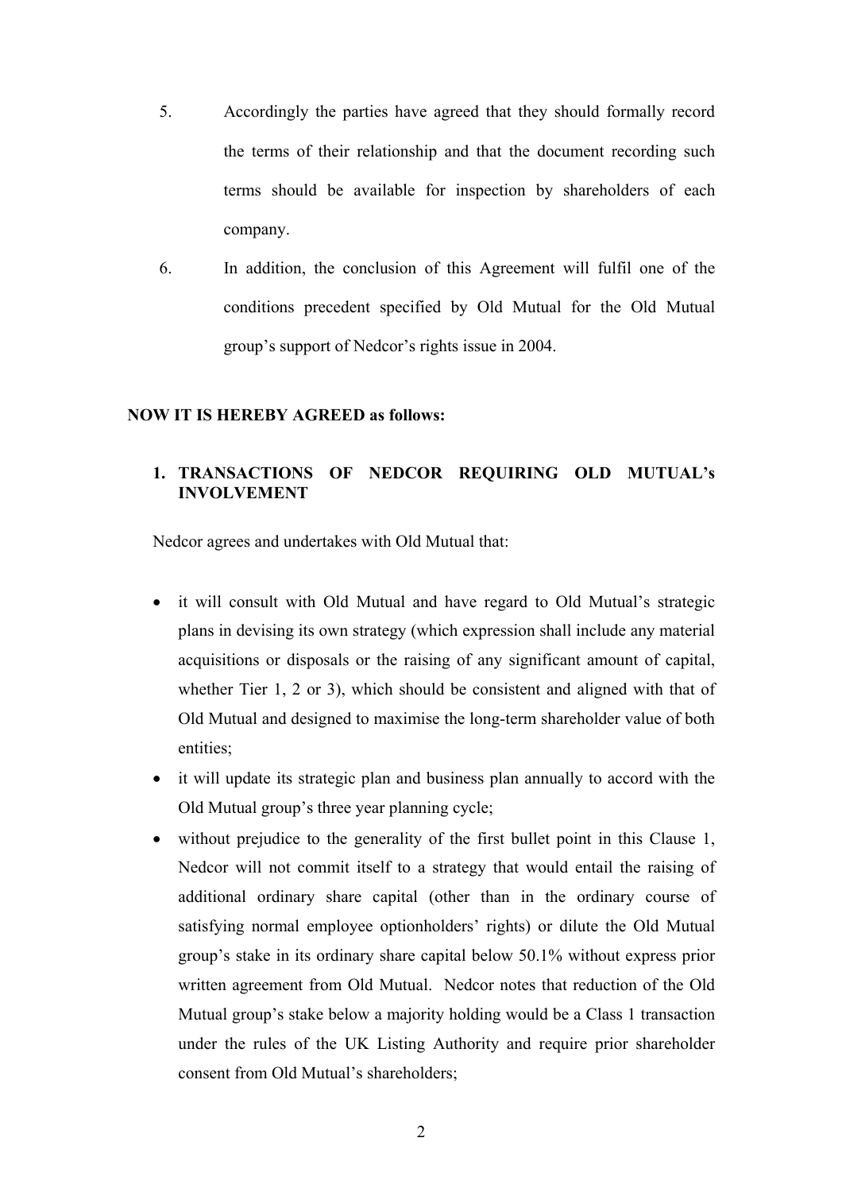5. Accordingly the parties have agreed that they should formally record the terms of their relationship and that the document recording such terms should be available for inspection by shareholders of each company.

6. In addition, the conclusion of this Agreement will fulfil one of the conditions precedent specified by Old Mutual for the Old Mutual group's support of Nedcor's rights issue in 2004.

**NOW IT IS HEREBY AGREED as follows:**

## 1. TRANSACTIONS OF NEDCOR REQUIRING OLD MUTUAL's INVOLVEMENT

Nedcor agrees and undertakes with Old Mutual that:

- it will consult with Old Mutual and have regard to Old Mutual's strategic plans in devising its own strategy (which expression shall include any material acquisitions or disposals or the raising of any significant amount of capital, whether Tier 1, 2 or 3), which should be consistent and aligned with that of Old Mutual and designed to maximise the long-term shareholder value of both entities;
- it will update its strategic plan and business plan annually to accord with the Old Mutual group's three year planning cycle;
- without prejudice to the generality of the first bullet point in this Clause 1, Nedcor will not commit itself to a strategy that would entail the raising of additional ordinary share capital (other than in the ordinary course of satisfying normal employee optionholders' rights) or dilute the Old Mutual group's stake in its ordinary share capital below 50.1% without express prior written agreement from Old Mutual. Nedcor notes that reduction of the Old Mutual group's stake below a majority holding would be a Class 1 transaction under the rules of the UK Listing Authority and require prior shareholder consent from Old Mutual's shareholders;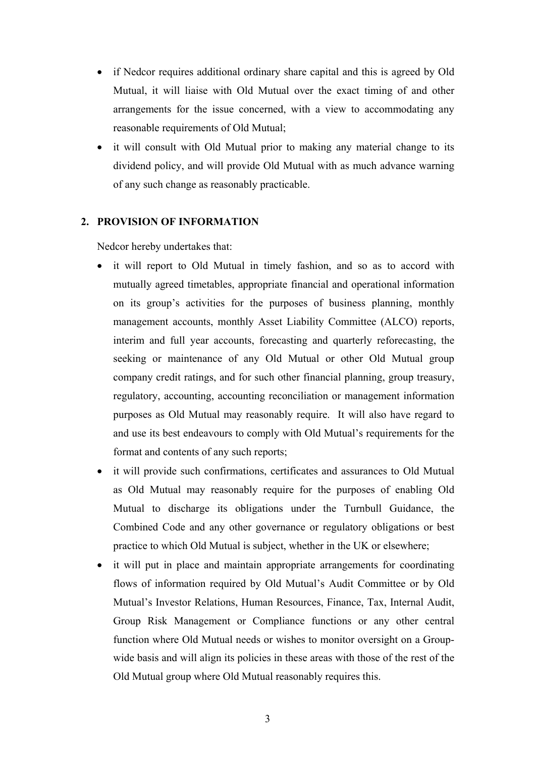- if Nedcor requires additional ordinary share capital and this is agreed by Old Mutual, it will liaise with Old Mutual over the exact timing of and other arrangements for the issue concerned, with a view to accommodating any reasonable requirements of Old Mutual;
- it will consult with Old Mutual prior to making any material change to its dividend policy, and will provide Old Mutual with as much advance warning of any such change as reasonably practicable.

## 2. PROVISION OF INFORMATION

Nedcor hereby undertakes that:

- it will report to Old Mutual in timely fashion, and so as to accord with mutually agreed timetables, appropriate financial and operational information on its group's activities for the purposes of business planning, monthly management accounts, monthly Asset Liability Committee (ALCO) reports, interim and full year accounts, forecasting and quarterly reforecasting, the seeking or maintenance of any Old Mutual or other Old Mutual group company credit ratings, and for such other financial planning, group treasury, regulatory, accounting, accounting reconciliation or management information purposes as Old Mutual may reasonably require. It will also have regard to and use its best endeavours to comply with Old Mutual's requirements for the format and contents of any such reports;
- it will provide such confirmations, certificates and assurances to Old Mutual as Old Mutual may reasonably require for the purposes of enabling Old Mutual to discharge its obligations under the Turnbull Guidance, the Combined Code and any other governance or regulatory obligations or best practice to which Old Mutual is subject, whether in the UK or elsewhere;
- it will put in place and maintain appropriate arrangements for coordinating flows of information required by Old Mutual's Audit Committee or by Old Mutual's Investor Relations, Human Resources, Finance, Tax, Internal Audit, Group Risk Management or Compliance functions or any other central function where Old Mutual needs or wishes to monitor oversight on a Group-wide basis and will align its policies in these areas with those of the rest of the Old Mutual group where Old Mutual reasonably requires this.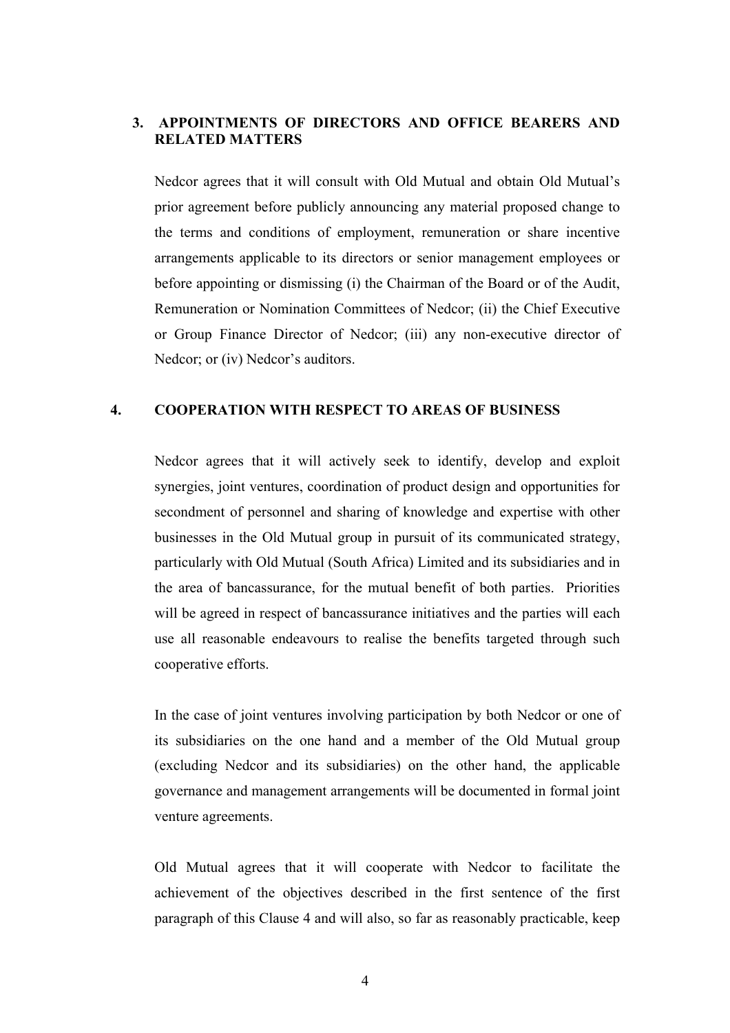## 3. APPOINTMENTS OF DIRECTORS AND OFFICE BEARERS AND RELATED MATTERS

Nedcor agrees that it will consult with Old Mutual and obtain Old Mutual's prior agreement before publicly announcing any material proposed change to the terms and conditions of employment, remuneration or share incentive arrangements applicable to its directors or senior management employees or before appointing or dismissing (i) the Chairman of the Board or of the Audit, Remuneration or Nomination Committees of Nedcor; (ii) the Chief Executive or Group Finance Director of Nedcor; (iii) any non-executive director of Nedcor; or (iv) Nedcor's auditors.

## 4. COOPERATION WITH RESPECT TO AREAS OF BUSINESS

Nedcor agrees that it will actively seek to identify, develop and exploit synergies, joint ventures, coordination of product design and opportunities for secondment of personnel and sharing of knowledge and expertise with other businesses in the Old Mutual group in pursuit of its communicated strategy, particularly with Old Mutual (South Africa) Limited and its subsidiaries and in the area of bancassurance, for the mutual benefit of both parties. Priorities will be agreed in respect of bancassurance initiatives and the parties will each use all reasonable endeavours to realise the benefits targeted through such cooperative efforts.

In the case of joint ventures involving participation by both Nedcor or one of its subsidiaries on the one hand and a member of the Old Mutual group (excluding Nedcor and its subsidiaries) on the other hand, the applicable governance and management arrangements will be documented in formal joint venture agreements.

Old Mutual agrees that it will cooperate with Nedcor to facilitate the achievement of the objectives described in the first sentence of the first paragraph of this Clause 4 and will also, so far as reasonably practicable, keep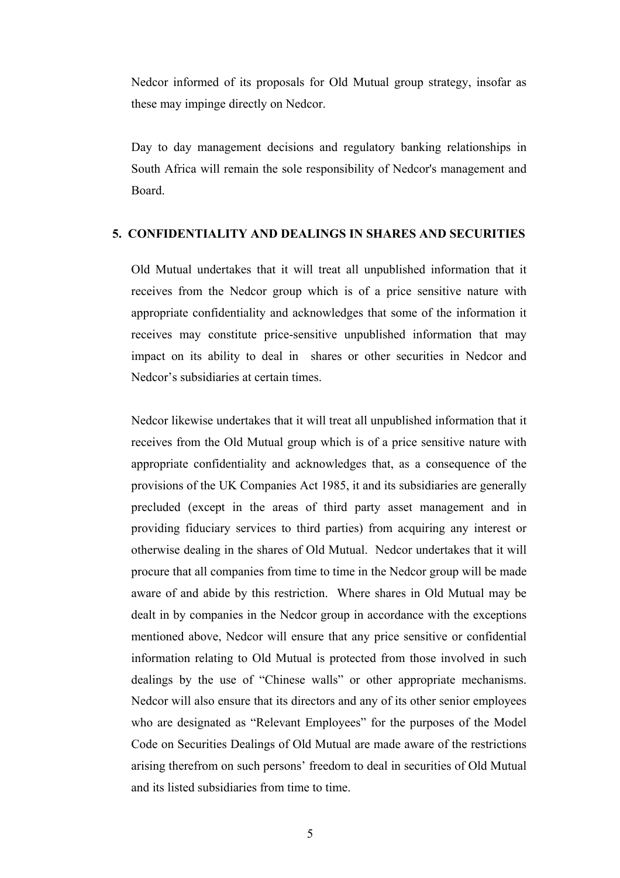Nedcor informed of its proposals for Old Mutual group strategy, insofar as these may impinge directly on Nedcor.

Day to day management decisions and regulatory banking relationships in South Africa will remain the sole responsibility of Nedcor's management and Board.

## 5. CONFIDENTIALITY AND DEALINGS IN SHARES AND SECURITIES

Old Mutual undertakes that it will treat all unpublished information that it receives from the Nedcor group which is of a price sensitive nature with appropriate confidentiality and acknowledges that some of the information it receives may constitute price-sensitive unpublished information that may impact on its ability to deal in shares or other securities in Nedcor and Nedcor's subsidiaries at certain times.

Nedcor likewise undertakes that it will treat all unpublished information that it receives from the Old Mutual group which is of a price sensitive nature with appropriate confidentiality and acknowledges that, as a consequence of the provisions of the UK Companies Act 1985, it and its subsidiaries are generally precluded (except in the areas of third party asset management and in providing fiduciary services to third parties) from acquiring any interest or otherwise dealing in the shares of Old Mutual. Nedcor undertakes that it will procure that all companies from time to time in the Nedcor group will be made aware of and abide by this restriction. Where shares in Old Mutual may be dealt in by companies in the Nedcor group in accordance with the exceptions mentioned above, Nedcor will ensure that any price sensitive or confidential information relating to Old Mutual is protected from those involved in such dealings by the use of "Chinese walls" or other appropriate mechanisms. Nedcor will also ensure that its directors and any of its other senior employees who are designated as "Relevant Employees" for the purposes of the Model Code on Securities Dealings of Old Mutual are made aware of the restrictions arising therefrom on such persons' freedom to deal in securities of Old Mutual and its listed subsidiaries from time to time.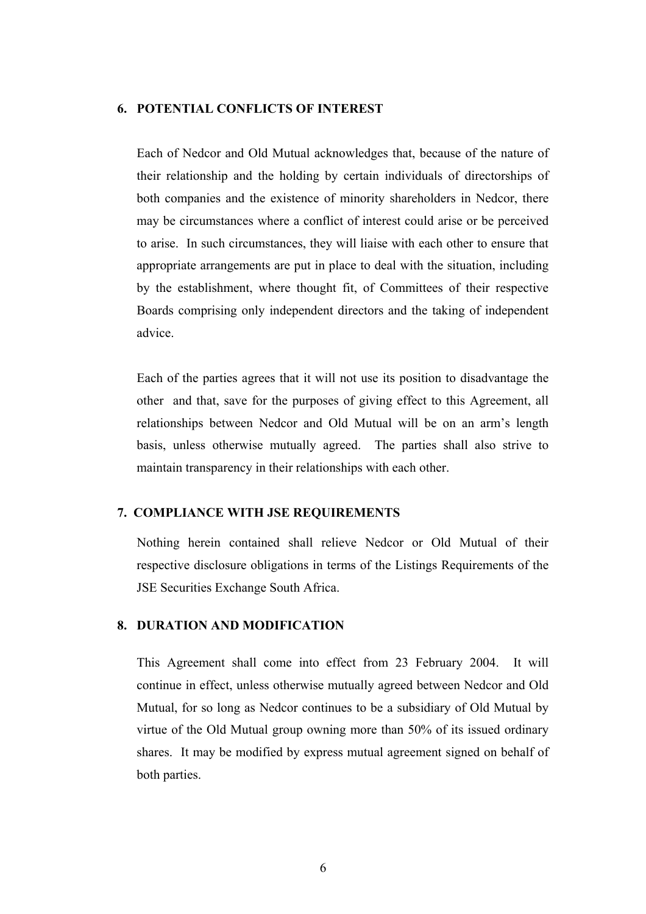## 6. POTENTIAL CONFLICTS OF INTEREST

Each of Nedcor and Old Mutual acknowledges that, because of the nature of their relationship and the holding by certain individuals of directorships of both companies and the existence of minority shareholders in Nedcor, there may be circumstances where a conflict of interest could arise or be perceived to arise. In such circumstances, they will liaise with each other to ensure that appropriate arrangements are put in place to deal with the situation, including by the establishment, where thought fit, of Committees of their respective Boards comprising only independent directors and the taking of independent advice.

Each of the parties agrees that it will not use its position to disadvantage the other and that, save for the purposes of giving effect to this Agreement, all relationships between Nedcor and Old Mutual will be on an arm's length basis, unless otherwise mutually agreed. The parties shall also strive to maintain transparency in their relationships with each other.

## 7. COMPLIANCE WITH JSE REQUIREMENTS

Nothing herein contained shall relieve Nedcor or Old Mutual of their respective disclosure obligations in terms of the Listings Requirements of the JSE Securities Exchange South Africa.

## 8. DURATION AND MODIFICATION

This Agreement shall come into effect from 23 February 2004. It will continue in effect, unless otherwise mutually agreed between Nedcor and Old Mutual, for so long as Nedcor continues to be a subsidiary of Old Mutual by virtue of the Old Mutual group owning more than 50% of its issued ordinary shares. It may be modified by express mutual agreement signed on behalf of both parties.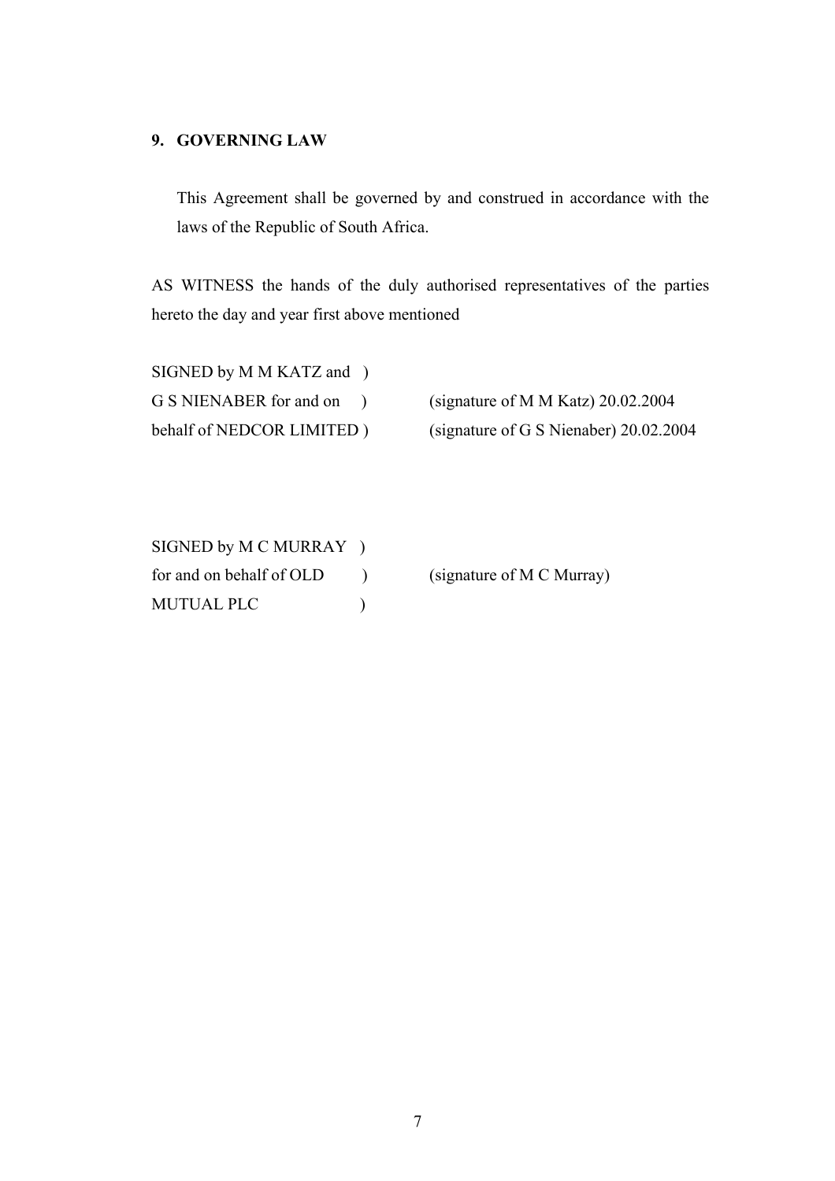## 9. GOVERNING LAW

This Agreement shall be governed by and construed in accordance with the laws of the Republic of South Africa.

AS WITNESS the hands of the duly authorised representatives of the parties hereto the day and year first above mentioned

| | | |
|---|---|---|
| SIGNED by M M KATZ and | ) | |
| G S NIENABER for and on | ) | (signature of M M Katz) 20.02.2004 |
| behalf of NEDCOR LIMITED | ) | (signature of G S Nienaber) 20.02.2004 |

| | | |
|---|---|---|
| SIGNED by M C MURRAY | ) | |
| for and on behalf of OLD | ) | (signature of M C Murray) |
| MUTUAL PLC | ) | |